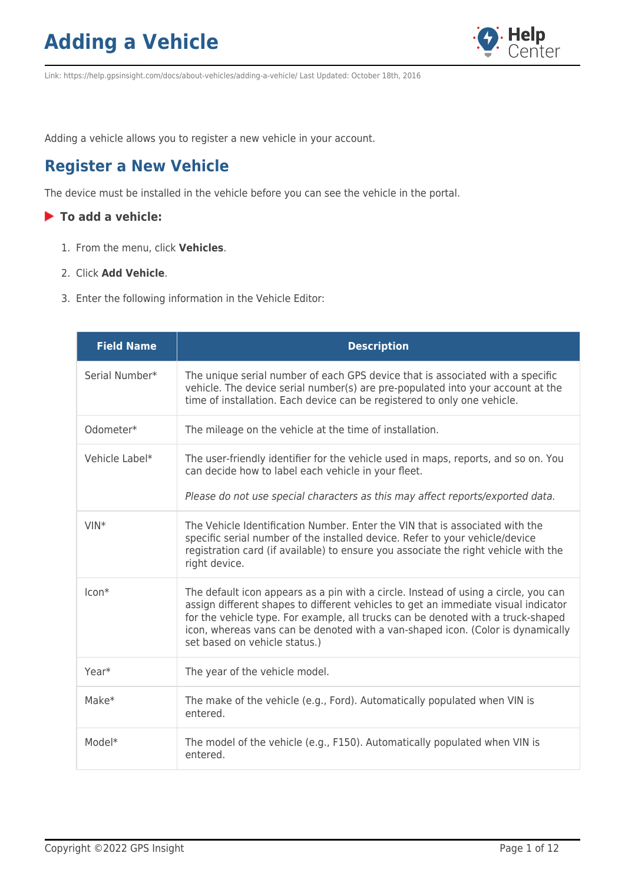# Adding a Vehicle

Link: https://help.gpsinsight.com/docs/about-vehicles/adding-a-vehicle/ Last Updated: October 18th, 2016

Adding a vehicle allows you to register a new vehicle in your account.

## Register a New Vehicle

The device must be installed in the vehicle before you can see the vehicle in the portal.

### To add a vehicle:

1. From the menu, click **Vehicles**.
2. Click **Add Vehicle**.
3. Enter the following information in the Vehicle Editor:

| Field Name | Description |
| --- | --- |
| Serial Number* | The unique serial number of each GPS device that is associated with a specific vehicle. The device serial number(s) are pre-populated into your account at the time of installation. Each device can be registered to only one vehicle. |
| Odometer* | The mileage on the vehicle at the time of installation. |
| Vehicle Label* | The user-friendly identifier for the vehicle used in maps, reports, and so on. You can decide how to label each vehicle in your fleet.<br><br>*Please do not use special characters as this may affect reports/exported data.* |
| VIN* | The Vehicle Identification Number. Enter the VIN that is associated with the specific serial number of the installed device. Refer to your vehicle/device registration card (if available) to ensure you associate the right vehicle with the right device. |
| Icon* | The default icon appears as a pin with a circle. Instead of using a circle, you can assign different shapes to different vehicles to get an immediate visual indicator for the vehicle type. For example, all trucks can be denoted with a truck-shaped icon, whereas vans can be denoted with a van-shaped icon. (Color is dynamically set based on vehicle status.) |
| Year* | The year of the vehicle model. |
| Make* | The make of the vehicle (e.g., Ford). Automatically populated when VIN is entered. |
| Model* | The model of the vehicle (e.g., F150). Automatically populated when VIN is entered. |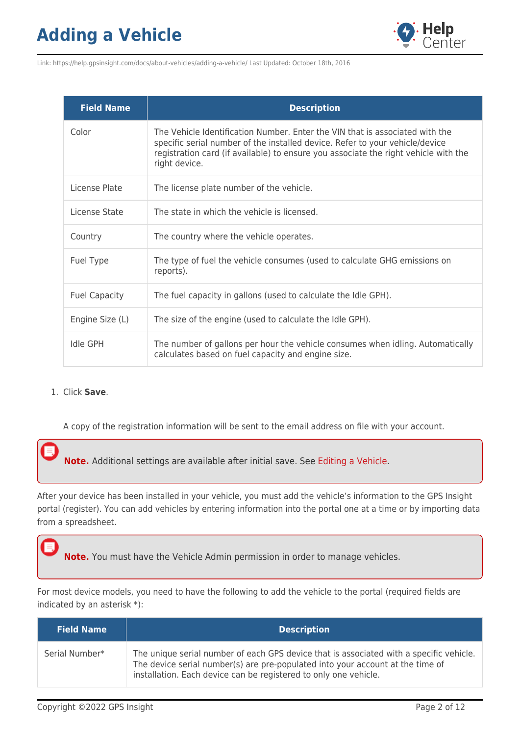| Field Name | Description |
|---|---|
| Color | The Vehicle Identification Number. Enter the VIN that is associated with the specific serial number of the installed device. Refer to your vehicle/device registration card (if available) to ensure you associate the right vehicle with the right device. |
| License Plate | The license plate number of the vehicle. |
| License State | The state in which the vehicle is licensed. |
| Country | The country where the vehicle operates. |
| Fuel Type | The type of fuel the vehicle consumes (used to calculate GHG emissions on reports). |
| Fuel Capacity | The fuel capacity in gallons (used to calculate the Idle GPH). |
| Engine Size (L) | The size of the engine (used to calculate the Idle GPH). |
| Idle GPH | The number of gallons per hour the vehicle consumes when idling. Automatically calculates based on fuel capacity and engine size. |

1. Click **Save**.

A copy of the registration information will be sent to the email address on file with your account.

> **Note.** Additional settings are available after initial save. See Editing a Vehicle.

After your device has been installed in your vehicle, you must add the vehicle's information to the GPS Insight portal (register). You can add vehicles by entering information into the portal one at a time or by importing data from a spreadsheet.

> **Note.** You must have the Vehicle Admin permission in order to manage vehicles.

For most device models, you need to have the following to add the vehicle to the portal (required fields are indicated by an asterisk *):

| Field Name | Description |
|---|---|
| Serial Number* | The unique serial number of each GPS device that is associated with a specific vehicle. The device serial number(s) are pre-populated into your account at the time of installation. Each device can be registered to only one vehicle. |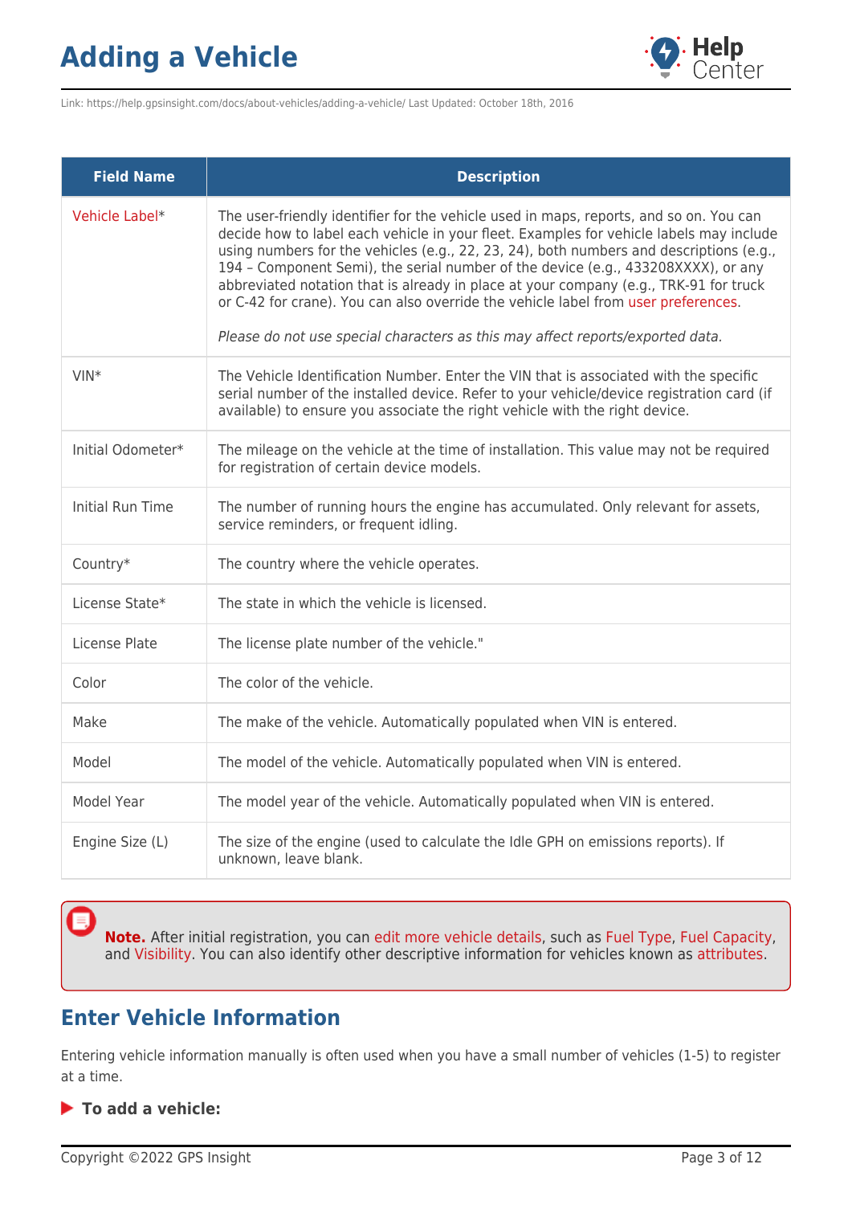| Field Name | Description |
| --- | --- |
| Vehicle Label* | The user-friendly identifier for the vehicle used in maps, reports, and so on. You can decide how to label each vehicle in your fleet. Examples for vehicle labels may include using numbers for the vehicles (e.g., 22, 23, 24), both numbers and descriptions (e.g., 194 – Component Semi), the serial number of the device (e.g., 433208XXXX), or any abbreviated notation that is already in place at your company (e.g., TRK-91 for truck or C-42 for crane). You can also override the vehicle label from user preferences.<br><br>*Please do not use special characters as this may affect reports/exported data.* |
| VIN* | The Vehicle Identification Number. Enter the VIN that is associated with the specific serial number of the installed device. Refer to your vehicle/device registration card (if available) to ensure you associate the right vehicle with the right device. |
| Initial Odometer* | The mileage on the vehicle at the time of installation. This value may not be required for registration of certain device models. |
| Initial Run Time | The number of running hours the engine has accumulated. Only relevant for assets, service reminders, or frequent idling. |
| Country* | The country where the vehicle operates. |
| License State* | The state in which the vehicle is licensed. |
| License Plate | The license plate number of the vehicle." |
| Color | The color of the vehicle. |
| Make | The make of the vehicle. Automatically populated when VIN is entered. |
| Model | The model of the vehicle. Automatically populated when VIN is entered. |
| Model Year | The model year of the vehicle. Automatically populated when VIN is entered. |
| Engine Size (L) | The size of the engine (used to calculate the Idle GPH on emissions reports). If unknown, leave blank. |

**Note.** After initial registration, you can edit more vehicle details, such as Fuel Type, Fuel Capacity, and Visibility. You can also identify other descriptive information for vehicles known as attributes.

## Enter Vehicle Information

Entering vehicle information manually is often used when you have a small number of vehicles (1-5) to register at a time.

**To add a vehicle:**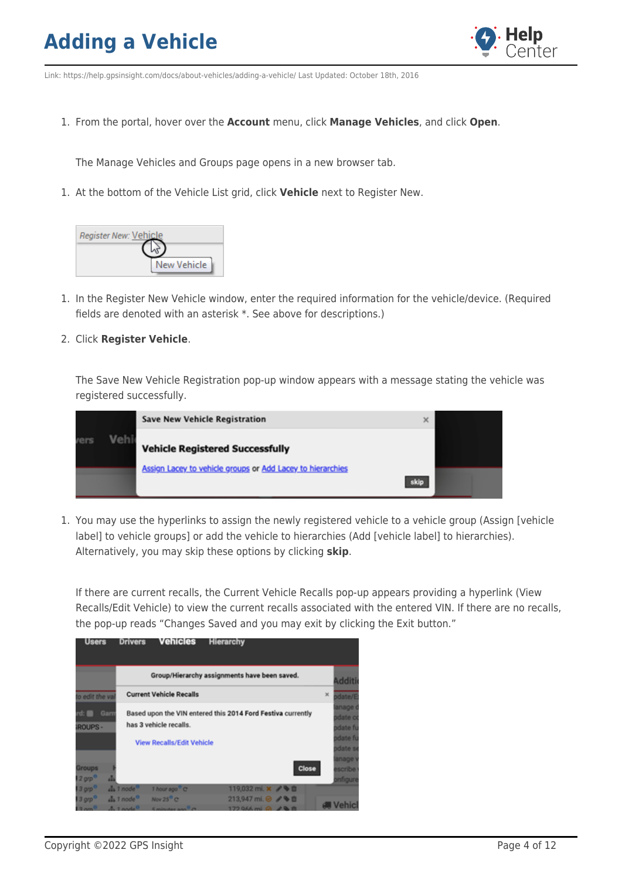1. From the portal, hover over the **Account** menu, click **Manage Vehicles**, and click **Open**.

   The Manage Vehicles and Groups page opens in a new browser tab.

1. At the bottom of the Vehicle List grid, click **Vehicle** next to Register New.

1. In the Register New Vehicle window, enter the required information for the vehicle/device. (Required fields are denoted with an asterisk *. See above for descriptions.)
2. Click **Register Vehicle**.

   The Save New Vehicle Registration pop-up window appears with a message stating the vehicle was registered successfully.

1. You may use the hyperlinks to assign the newly registered vehicle to a vehicle group (Assign [vehicle label] to vehicle groups] or add the vehicle to hierarchies (Add [vehicle label] to hierarchies). Alternatively, you may skip these options by clicking **skip**.

   If there are current recalls, the Current Vehicle Recalls pop-up appears providing a hyperlink (View Recalls/Edit Vehicle) to view the current recalls associated with the entered VIN. If there are no recalls, the pop-up reads "Changes Saved and you may exit by clicking the Exit button."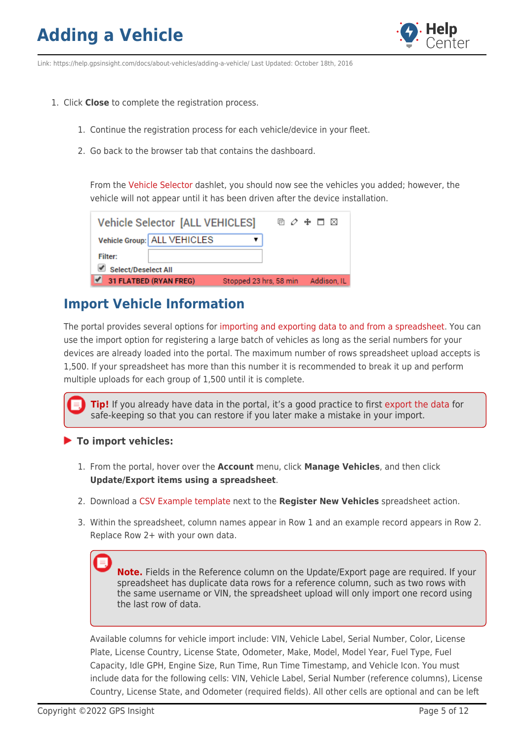1. Click **Close** to complete the registration process.

    1. Continue the registration process for each vehicle/device in your fleet.
    2. Go back to the browser tab that contains the dashboard.

    From the Vehicle Selector dashlet, you should now see the vehicles you added; however, the vehicle will not appear until it has been driven after the device installation.

## Import Vehicle Information

The portal provides several options for importing and exporting data to and from a spreadsheet. You can use the import option for registering a large batch of vehicles as long as the serial numbers for your devices are already loaded into the portal. The maximum number of rows spreadsheet upload accepts is 1,500. If your spreadsheet has more than this number it is recommended to break it up and perform multiple uploads for each group of 1,500 until it is complete.

> **Tip!** If you already have data in the portal, it's a good practice to first export the data for safe-keeping so that you can restore if you later make a mistake in your import.

**To import vehicles:**

1. From the portal, hover over the **Account** menu, click **Manage Vehicles**, and then click **Update/Export items using a spreadsheet**.
2. Download a CSV Example template next to the **Register New Vehicles** spreadsheet action.
3. Within the spreadsheet, column names appear in Row 1 and an example record appears in Row 2. Replace Row 2+ with your own data.

    > **Note.** Fields in the Reference column on the Update/Export page are required. If your spreadsheet has duplicate data rows for a reference column, such as two rows with the same username or VIN, the spreadsheet upload will only import one record using the last row of data.

    Available columns for vehicle import include: VIN, Vehicle Label, Serial Number, Color, License Plate, License Country, License State, Odometer, Make, Model, Model Year, Fuel Type, Fuel Capacity, Idle GPH, Engine Size, Run Time, Run Time Timestamp, and Vehicle Icon. You must include data for the following cells: VIN, Vehicle Label, Serial Number (reference columns), License Country, License State, and Odometer (required fields). All other cells are optional and can be left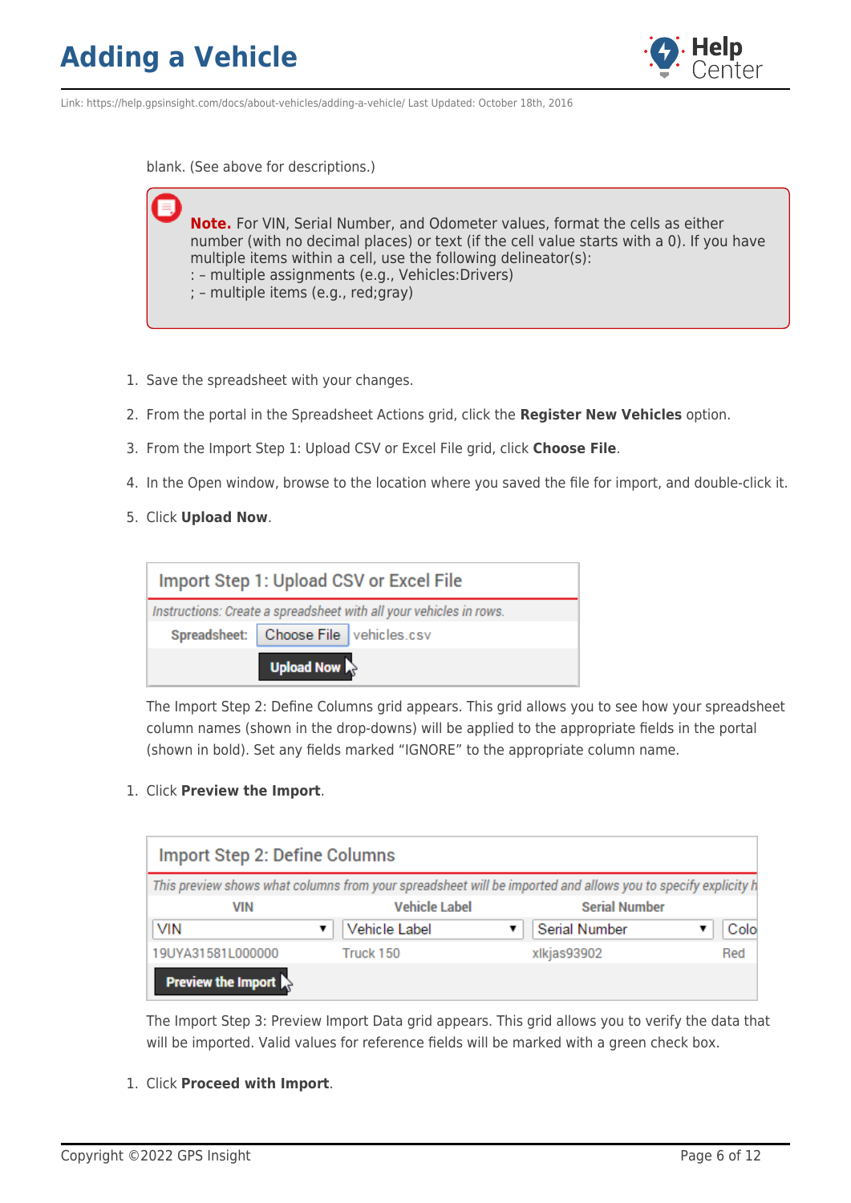blank. (See above for descriptions.)

> **Note.** For VIN, Serial Number, and Odometer values, format the cells as either number (with no decimal places) or text (if the cell value starts with a 0). If you have multiple items within a cell, use the following delineator(s):
> : – multiple assignments (e.g., Vehicles:Drivers)
> ; – multiple items (e.g., red;gray)

1. Save the spreadsheet with your changes.
2. From the portal in the Spreadsheet Actions grid, click the **Register New Vehicles** option.
3. From the Import Step 1: Upload CSV or Excel File grid, click **Choose File**.
4. In the Open window, browse to the location where you saved the file for import, and double-click it.
5. Click **Upload Now**.

The Import Step 2: Define Columns grid appears. This grid allows you to see how your spreadsheet column names (shown in the drop-downs) will be applied to the appropriate fields in the portal (shown in bold). Set any fields marked "IGNORE" to the appropriate column name.

1. Click **Preview the Import**.

The Import Step 3: Preview Import Data grid appears. This grid allows you to verify the data that will be imported. Valid values for reference fields will be marked with a green check box.

1. Click **Proceed with Import**.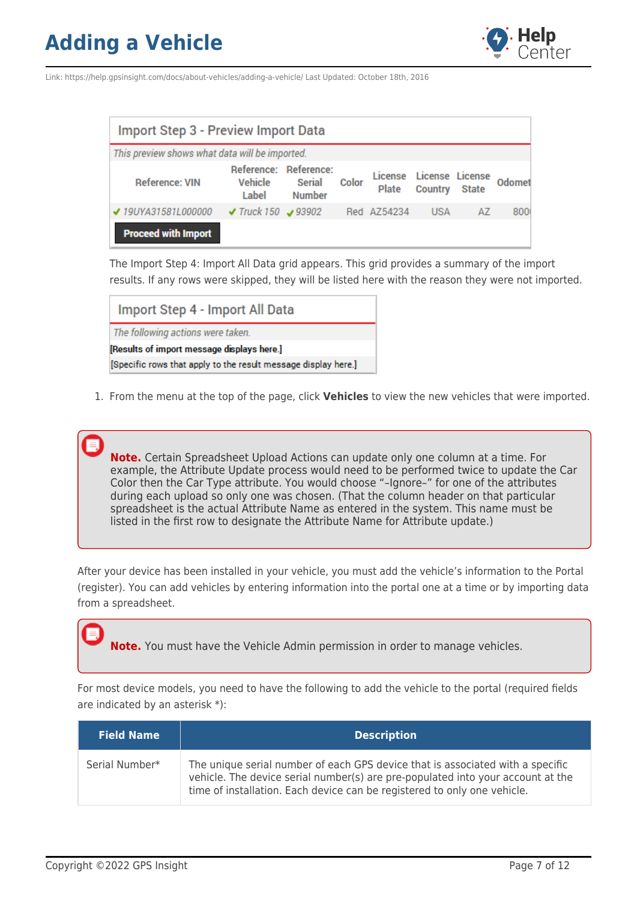### Import Step 3 - Preview Import Data

*This preview shows what data will be imported.*

| Reference: VIN | Reference: Vehicle Label | Reference: Serial Number | Color | License Plate | License Country | License State | Odomet |
|---|---|---|---|---|---|---|---|
| ✔ 19UYA31581L000000 | ✔ Truck 150 | ✔ 93902 | Red | AZ54234 | USA | AZ | 800 |

**Proceed with Import**

The Import Step 4: Import All Data grid appears. This grid provides a summary of the import results. If any rows were skipped, they will be listed here with the reason they were not imported.

### Import Step 4 - Import All Data

*The following actions were taken.*

**[Results of import message displays here.]**

[Specific rows that apply to the result message display here.]

1. From the menu at the top of the page, click **Vehicles** to view the new vehicles that were imported.

> **Note.** Certain Spreadsheet Upload Actions can update only one column at a time. For example, the Attribute Update process would need to be performed twice to update the Car Color then the Car Type attribute. You would choose "–Ignore–" for one of the attributes during each upload so only one was chosen. (That the column header on that particular spreadsheet is the actual Attribute Name as entered in the system. This name must be listed in the first row to designate the Attribute Name for Attribute update.)

After your device has been installed in your vehicle, you must add the vehicle's information to the Portal (register). You can add vehicles by entering information into the portal one at a time or by importing data from a spreadsheet.

> **Note.** You must have the Vehicle Admin permission in order to manage vehicles.

For most device models, you need to have the following to add the vehicle to the portal (required fields are indicated by an asterisk *):

| Field Name | Description |
|---|---|
| Serial Number* | The unique serial number of each GPS device that is associated with a specific vehicle. The device serial number(s) are pre-populated into your account at the time of installation. Each device can be registered to only one vehicle. |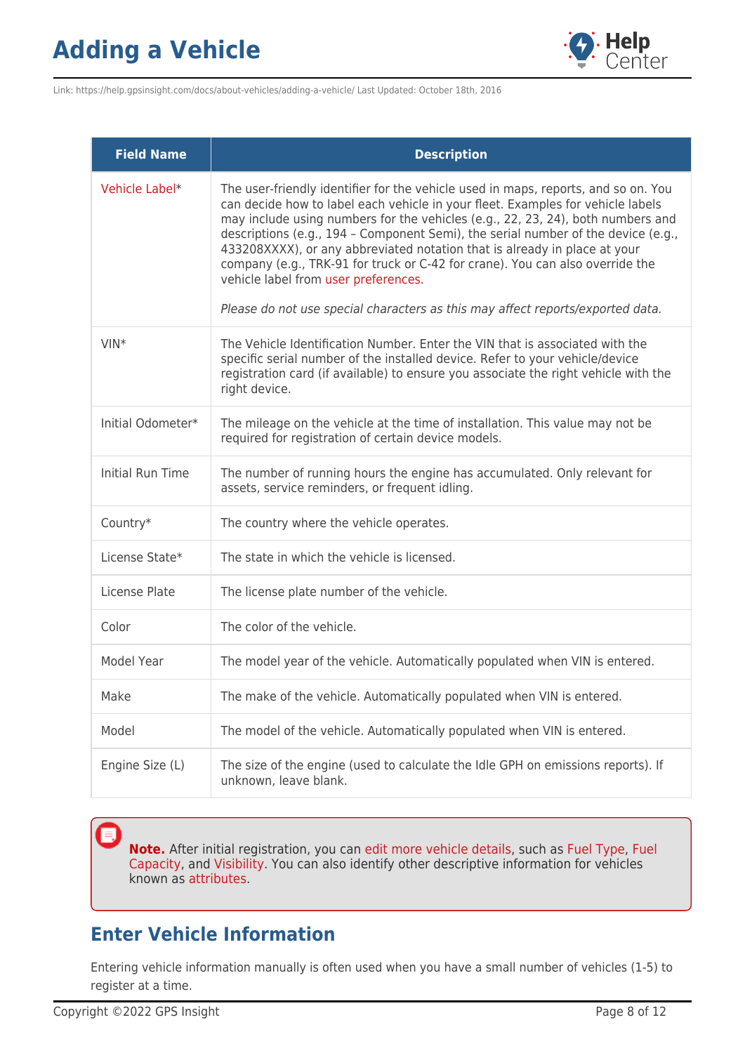| Field Name | Description |
|---|---|
| Vehicle Label* | The user-friendly identifier for the vehicle used in maps, reports, and so on. You can decide how to label each vehicle in your fleet. Examples for vehicle labels may include using numbers for the vehicles (e.g., 22, 23, 24), both numbers and descriptions (e.g., 194 – Component Semi), the serial number of the device (e.g., 433208XXXX), or any abbreviated notation that is already in place at your company (e.g., TRK-91 for truck or C-42 for crane). You can also override the vehicle label from user preferences.<br><br>*Please do not use special characters as this may affect reports/exported data.* |
| VIN* | The Vehicle Identification Number. Enter the VIN that is associated with the specific serial number of the installed device. Refer to your vehicle/device registration card (if available) to ensure you associate the right vehicle with the right device. |
| Initial Odometer* | The mileage on the vehicle at the time of installation. This value may not be required for registration of certain device models. |
| Initial Run Time | The number of running hours the engine has accumulated. Only relevant for assets, service reminders, or frequent idling. |
| Country* | The country where the vehicle operates. |
| License State* | The state in which the vehicle is licensed. |
| License Plate | The license plate number of the vehicle. |
| Color | The color of the vehicle. |
| Model Year | The model year of the vehicle. Automatically populated when VIN is entered. |
| Make | The make of the vehicle. Automatically populated when VIN is entered. |
| Model | The model of the vehicle. Automatically populated when VIN is entered. |
| Engine Size (L) | The size of the engine (used to calculate the Idle GPH on emissions reports). If unknown, leave blank. |

> **Note.** After initial registration, you can edit more vehicle details, such as Fuel Type, Fuel Capacity, and Visibility. You can also identify other descriptive information for vehicles known as attributes.

## Enter Vehicle Information

Entering vehicle information manually is often used when you have a small number of vehicles (1-5) to register at a time.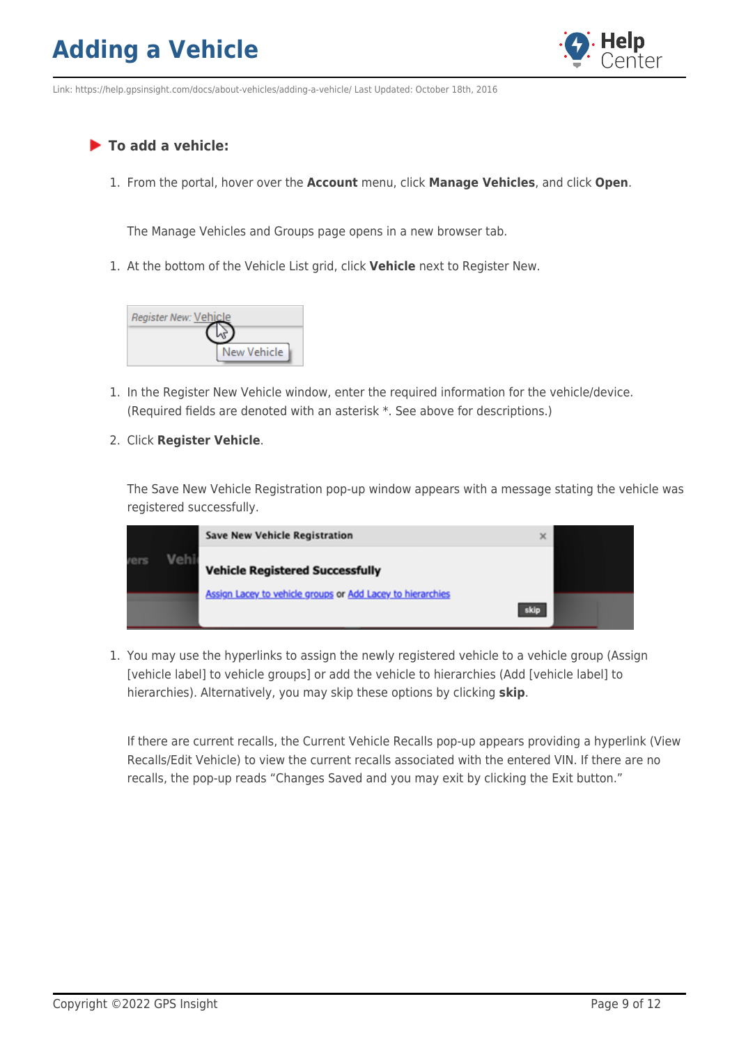### To add a vehicle:

1. From the portal, hover over the **Account** menu, click **Manage Vehicles**, and click **Open**.

   The Manage Vehicles and Groups page opens in a new browser tab.

1. At the bottom of the Vehicle List grid, click **Vehicle** next to Register New.

1. In the Register New Vehicle window, enter the required information for the vehicle/device. (Required fields are denoted with an asterisk *. See above for descriptions.)
2. Click **Register Vehicle**.

   The Save New Vehicle Registration pop-up window appears with a message stating the vehicle was registered successfully.

1. You may use the hyperlinks to assign the newly registered vehicle to a vehicle group (Assign [vehicle label] to vehicle groups] or add the vehicle to hierarchies (Add [vehicle label] to hierarchies). Alternatively, you may skip these options by clicking **skip**.

   If there are current recalls, the Current Vehicle Recalls pop-up appears providing a hyperlink (View Recalls/Edit Vehicle) to view the current recalls associated with the entered VIN. If there are no recalls, the pop-up reads "Changes Saved and you may exit by clicking the Exit button."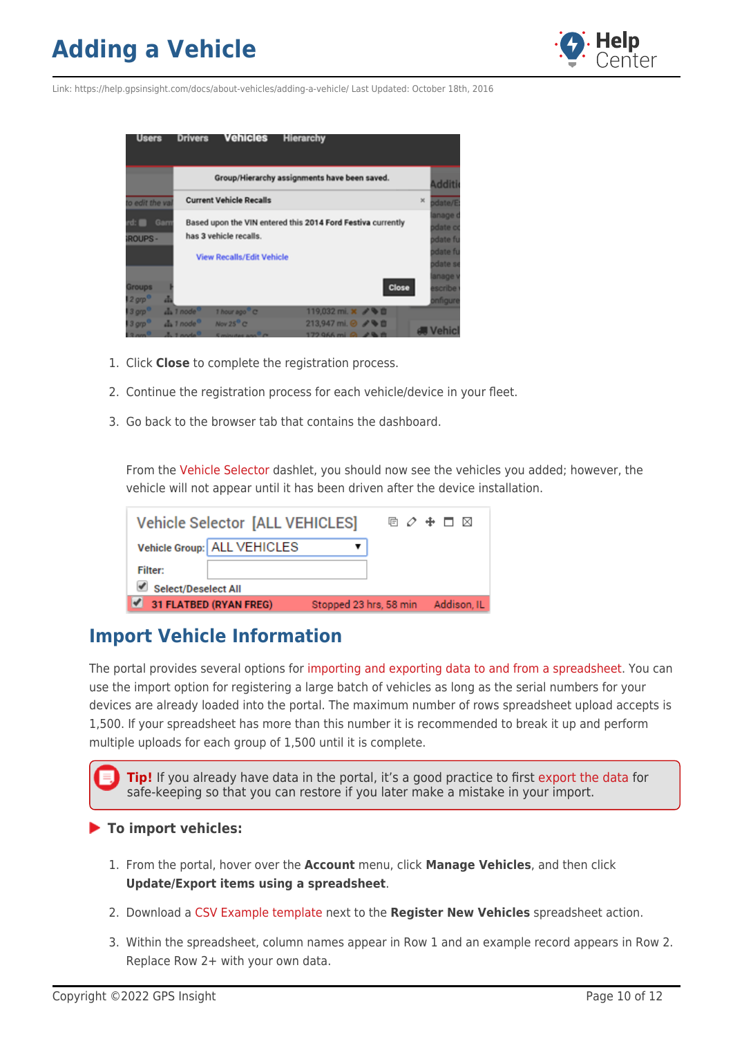1. Click **Close** to complete the registration process.
2. Continue the registration process for each vehicle/device in your fleet.
3. Go back to the browser tab that contains the dashboard.

From the Vehicle Selector dashlet, you should now see the vehicles you added; however, the vehicle will not appear until it has been driven after the device installation.

## Import Vehicle Information

The portal provides several options for importing and exporting data to and from a spreadsheet. You can use the import option for registering a large batch of vehicles as long as the serial numbers for your devices are already loaded into the portal. The maximum number of rows spreadsheet upload accepts is 1,500. If your spreadsheet has more than this number it is recommended to break it up and perform multiple uploads for each group of 1,500 until it is complete.

> **Tip!** If you already have data in the portal, it's a good practice to first export the data for safe-keeping so that you can restore if you later make a mistake in your import.

### To import vehicles:

1. From the portal, hover over the **Account** menu, click **Manage Vehicles**, and then click **Update/Export items using a spreadsheet**.
2. Download a CSV Example template next to the **Register New Vehicles** spreadsheet action.
3. Within the spreadsheet, column names appear in Row 1 and an example record appears in Row 2. Replace Row 2+ with your own data.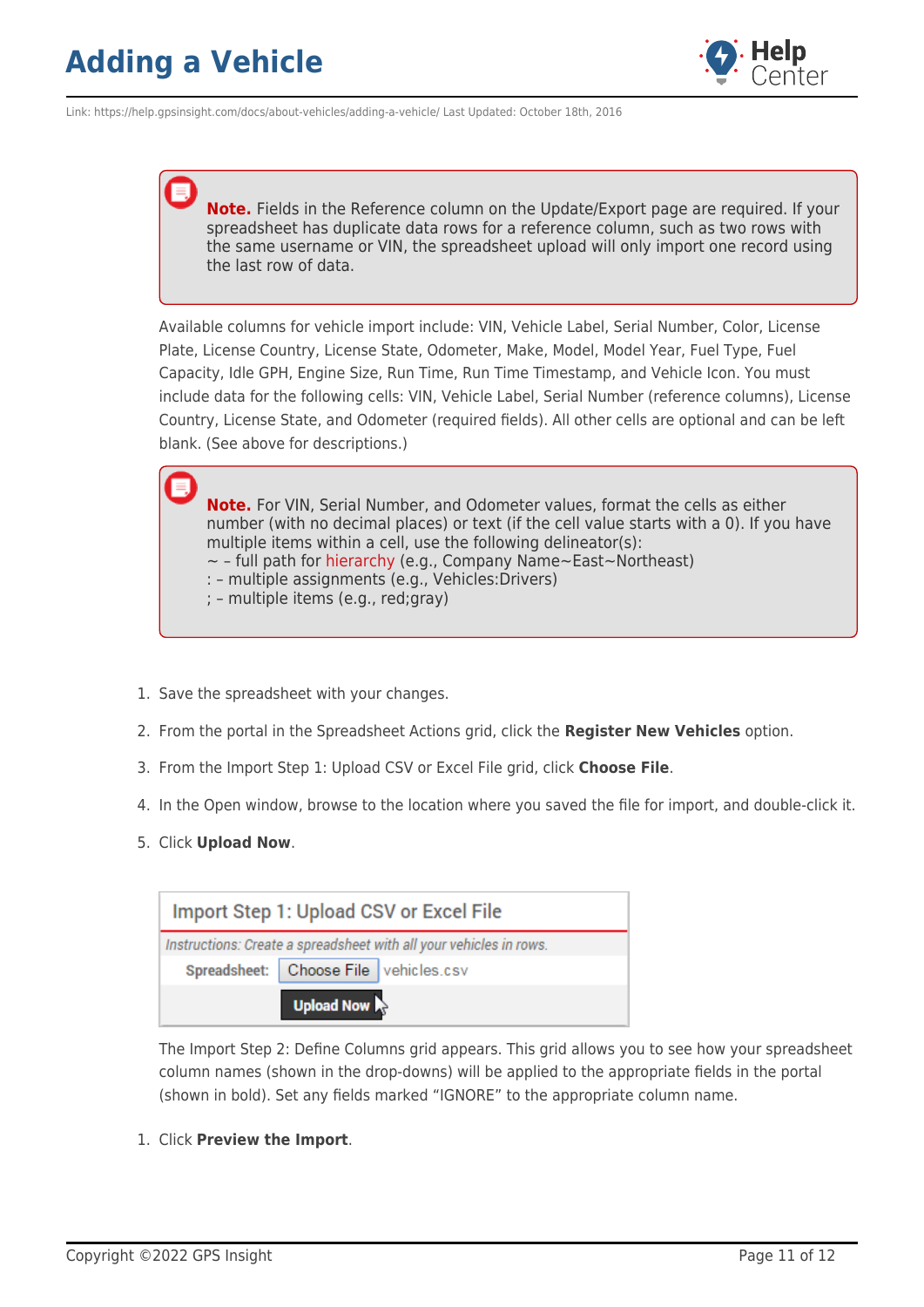**Note.** Fields in the Reference column on the Update/Export page are required. If your spreadsheet has duplicate data rows for a reference column, such as two rows with the same username or VIN, the spreadsheet upload will only import one record using the last row of data.

Available columns for vehicle import include: VIN, Vehicle Label, Serial Number, Color, License Plate, License Country, License State, Odometer, Make, Model, Model Year, Fuel Type, Fuel Capacity, Idle GPH, Engine Size, Run Time, Run Time Timestamp, and Vehicle Icon. You must include data for the following cells: VIN, Vehicle Label, Serial Number (reference columns), License Country, License State, and Odometer (required fields). All other cells are optional and can be left blank. (See above for descriptions.)

**Note.** For VIN, Serial Number, and Odometer values, format the cells as either number (with no decimal places) or text (if the cell value starts with a 0). If you have multiple items within a cell, use the following delineator(s):
~ – full path for hierarchy (e.g., Company Name~East~Northeast)
: – multiple assignments (e.g., Vehicles:Drivers)
; – multiple items (e.g., red;gray)

1. Save the spreadsheet with your changes.
2. From the portal in the Spreadsheet Actions grid, click the **Register New Vehicles** option.
3. From the Import Step 1: Upload CSV or Excel File grid, click **Choose File**.
4. In the Open window, browse to the location where you saved the file for import, and double-click it.
5. Click **Upload Now**.

Import Step 1: Upload CSV or Excel File

*Instructions: Create a spreadsheet with all your vehicles in rows.*

Spreadsheet: Choose File vehicles.csv

Upload Now

The Import Step 2: Define Columns grid appears. This grid allows you to see how your spreadsheet column names (shown in the drop-downs) will be applied to the appropriate fields in the portal (shown in bold). Set any fields marked "IGNORE" to the appropriate column name.

1. Click **Preview the Import**.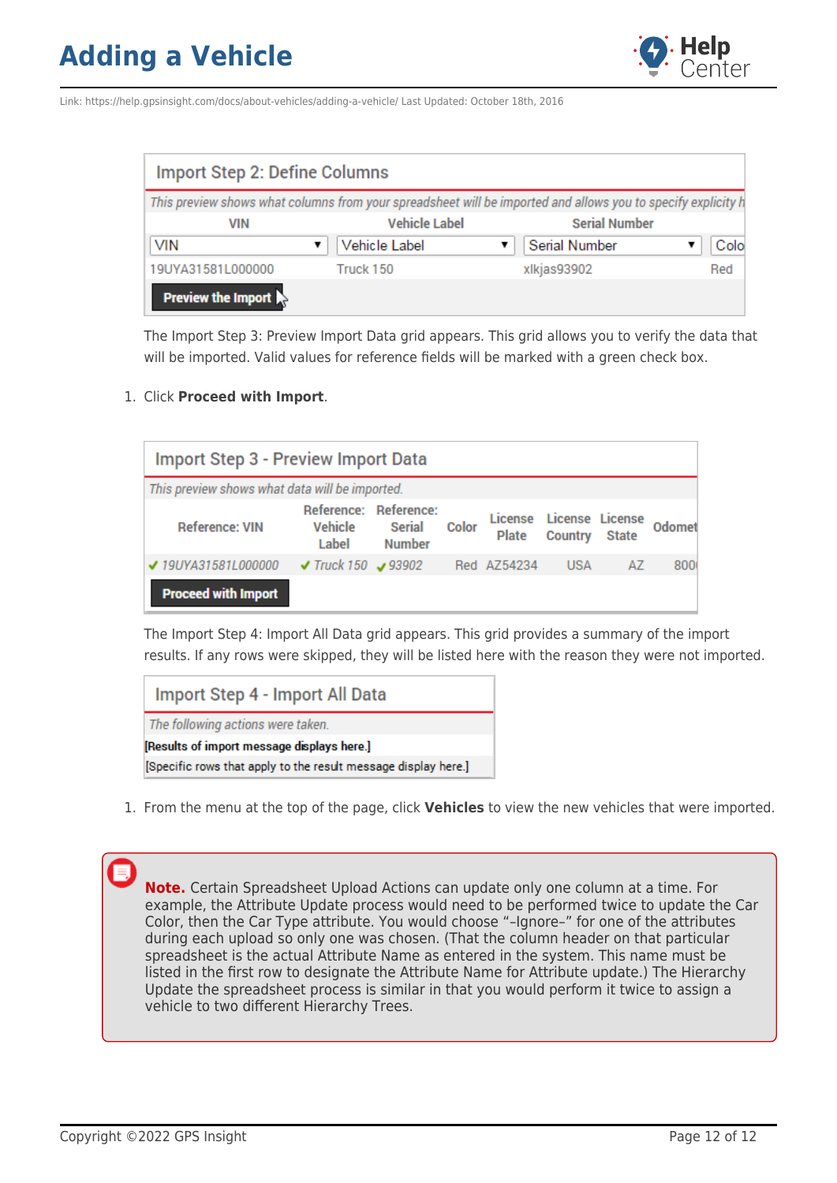### Import Step 2: Define Columns

*This preview shows what columns from your spreadsheet will be imported and allows you to specify explicity h*

| VIN | Vehicle Label | Serial Number | Colo |
|---|---|---|---|
| VIN | Vehicle Label | Serial Number | Colo |
| 19UYA31581L000000 | Truck 150 | xlkjas93902 | Red |

**Preview the Import**

The Import Step 3: Preview Import Data grid appears. This grid allows you to verify the data that will be imported. Valid values for reference fields will be marked with a green check box.

1. Click **Proceed with Import**.

### Import Step 3 - Preview Import Data

*This preview shows what data will be imported.*

| Reference: VIN | Reference: Vehicle Label | Reference: Serial Number | Color | License Plate | License Country | License State | Odomet |
|---|---|---|---|---|---|---|---|
| ✓ *19UYA31581L000000* | ✓ *Truck 150* | ✓ *93902* | Red | AZ54234 | USA | AZ | 800 |

**Proceed with Import**

The Import Step 4: Import All Data grid appears. This grid provides a summary of the import results. If any rows were skipped, they will be listed here with the reason they were not imported.

### Import Step 4 - Import All Data

*The following actions were taken.*

**[Results of import message displays here.]**

[Specific rows that apply to the result message display here.]

1. From the menu at the top of the page, click **Vehicles** to view the new vehicles that were imported.

**Note.** Certain Spreadsheet Upload Actions can update only one column at a time. For example, the Attribute Update process would need to be performed twice to update the Car Color, then the Car Type attribute. You would choose "–Ignore–" for one of the attributes during each upload so only one was chosen. (That the column header on that particular spreadsheet is the actual Attribute Name as entered in the system. This name must be listed in the first row to designate the Attribute Name for Attribute update.) The Hierarchy Update the spreadsheet process is similar in that you would perform it twice to assign a vehicle to two different Hierarchy Trees.